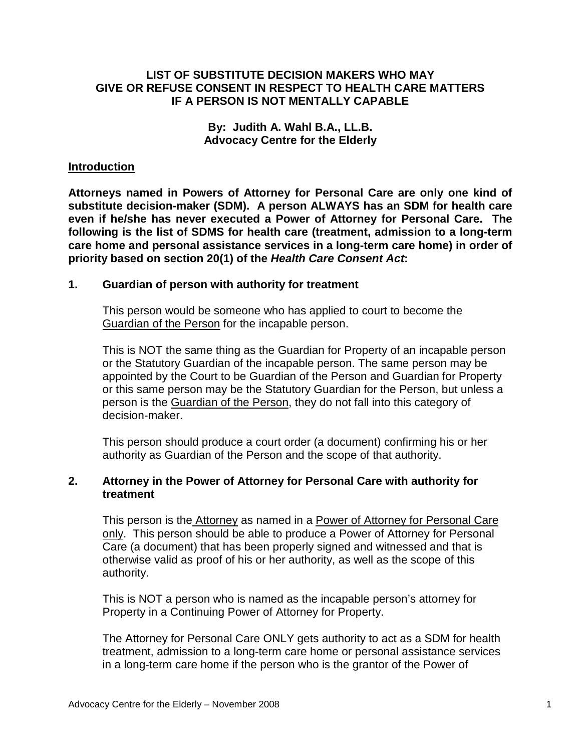# LIST OF SUBSTITUTE DECISION MAKERS WHO MAY GIVE OR REFUSE CONSENT IN RESPECT TO HEALTH CARE MATTERS IF A PERSON IS NOT MENTALLY CAPABLE

**By: Judith A. Wahl B.A., LL.B.**
**Advocacy Centre for the Elderly**

## Introduction

**Attorneys named in Powers of Attorney for Personal Care are only one kind of substitute decision-maker (SDM). A person ALWAYS has an SDM for health care even if he/she has never executed a Power of Attorney for Personal Care. The following is the list of SDMS for health care (treatment, admission to a long-term care home and personal assistance services in a long-term care home) in order of priority based on section 20(1) of the *Health Care Consent Act*:**

### 1. Guardian of person with authority for treatment

This person would be someone who has applied to court to become the Guardian of the Person for the incapable person.

This is NOT the same thing as the Guardian for Property of an incapable person or the Statutory Guardian of the incapable person. The same person may be appointed by the Court to be Guardian of the Person and Guardian for Property or this same person may be the Statutory Guardian for the Person, but unless a person is the Guardian of the Person, they do not fall into this category of decision-maker.

This person should produce a court order (a document) confirming his or her authority as Guardian of the Person and the scope of that authority.

### 2. Attorney in the Power of Attorney for Personal Care with authority for treatment

This person is the Attorney as named in a Power of Attorney for Personal Care only. This person should be able to produce a Power of Attorney for Personal Care (a document) that has been properly signed and witnessed and that is otherwise valid as proof of his or her authority, as well as the scope of this authority.

This is NOT a person who is named as the incapable person's attorney for Property in a Continuing Power of Attorney for Property.

The Attorney for Personal Care ONLY gets authority to act as a SDM for health treatment, admission to a long-term care home or personal assistance services in a long-term care home if the person who is the grantor of the Power of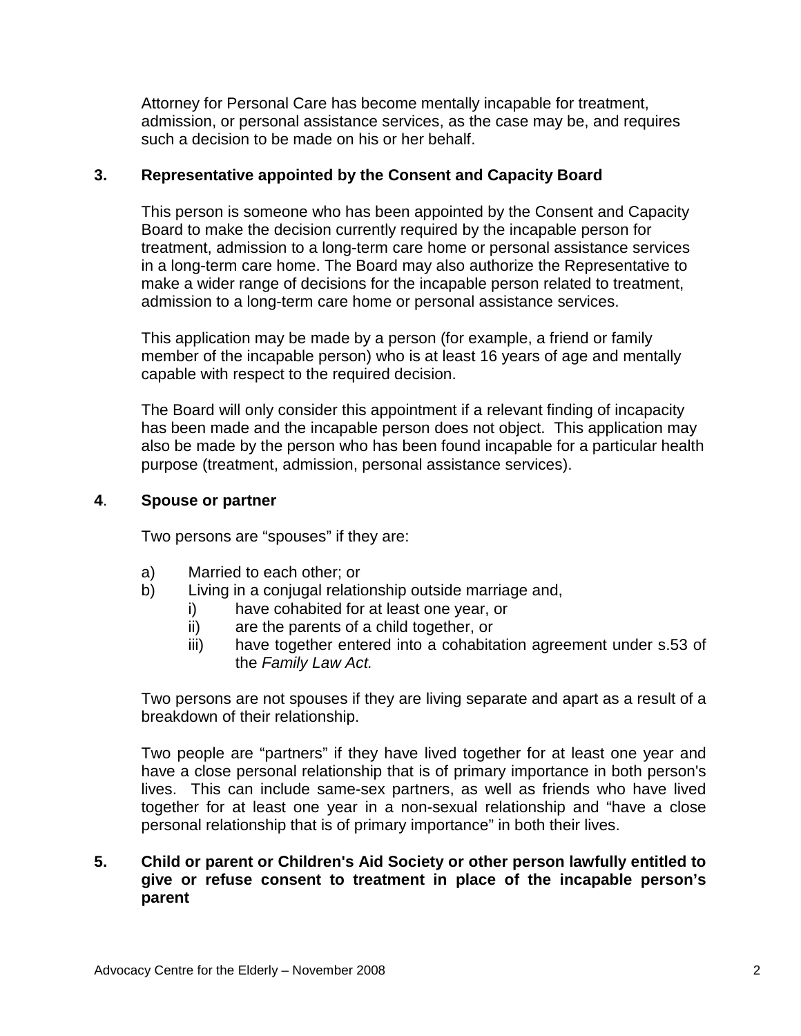Attorney for Personal Care has become mentally incapable for treatment, admission, or personal assistance services, as the case may be, and requires such a decision to be made on his or her behalf.

### 3. Representative appointed by the Consent and Capacity Board

This person is someone who has been appointed by the Consent and Capacity Board to make the decision currently required by the incapable person for treatment, admission to a long-term care home or personal assistance services in a long-term care home. The Board may also authorize the Representative to make a wider range of decisions for the incapable person related to treatment, admission to a long-term care home or personal assistance services.

This application may be made by a person (for example, a friend or family member of the incapable person) who is at least 16 years of age and mentally capable with respect to the required decision.

The Board will only consider this appointment if a relevant finding of incapacity has been made and the incapable person does not object. This application may also be made by the person who has been found incapable for a particular health purpose (treatment, admission, personal assistance services).

### 4. Spouse or partner

Two persons are "spouses" if they are:

a) Married to each other; or
b) Living in a conjugal relationship outside marriage and,
   i) have cohabited for at least one year, or
   ii) are the parents of a child together, or
   iii) have together entered into a cohabitation agreement under s.53 of the *Family Law Act.*

Two persons are not spouses if they are living separate and apart as a result of a breakdown of their relationship.

Two people are "partners" if they have lived together for at least one year and have a close personal relationship that is of primary importance in both person's lives. This can include same-sex partners, as well as friends who have lived together for at least one year in a non-sexual relationship and "have a close personal relationship that is of primary importance" in both their lives.

### 5. Child or parent or Children's Aid Society or other person lawfully entitled to give or refuse consent to treatment in place of the incapable person's parent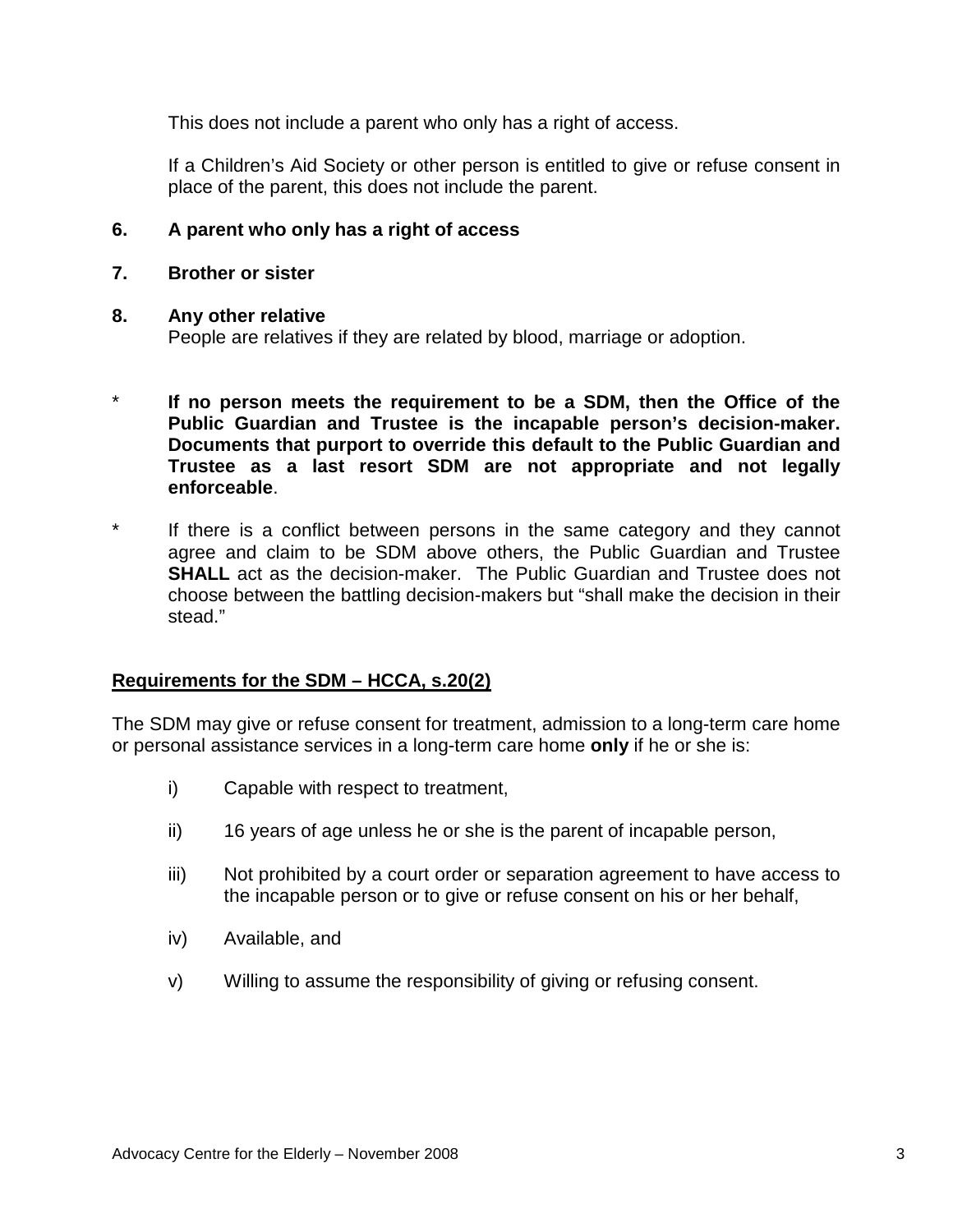This does not include a parent who only has a right of access.

If a Children's Aid Society or other person is entitled to give or refuse consent in place of the parent, this does not include the parent.

**6. A parent who only has a right of access**

**7. Brother or sister**

**8. Any other relative**
People are relatives if they are related by blood, marriage or adoption.

- **If no person meets the requirement to be a SDM, then the Office of the Public Guardian and Trustee is the incapable person's decision-maker. Documents that purport to override this default to the Public Guardian and Trustee as a last resort SDM are not appropriate and not legally enforceable**.

- If there is a conflict between persons in the same category and they cannot agree and claim to be SDM above others, the Public Guardian and Trustee **SHALL** act as the decision-maker. The Public Guardian and Trustee does not choose between the battling decision-makers but "shall make the decision in their stead."

**<u>Requirements for the SDM – HCCA, s.20(2)</u>**

The SDM may give or refuse consent for treatment, admission to a long-term care home or personal assistance services in a long-term care home **only** if he or she is:

i) Capable with respect to treatment,

ii) 16 years of age unless he or she is the parent of incapable person,

iii) Not prohibited by a court order or separation agreement to have access to the incapable person or to give or refuse consent on his or her behalf,

iv) Available, and

v) Willing to assume the responsibility of giving or refusing consent.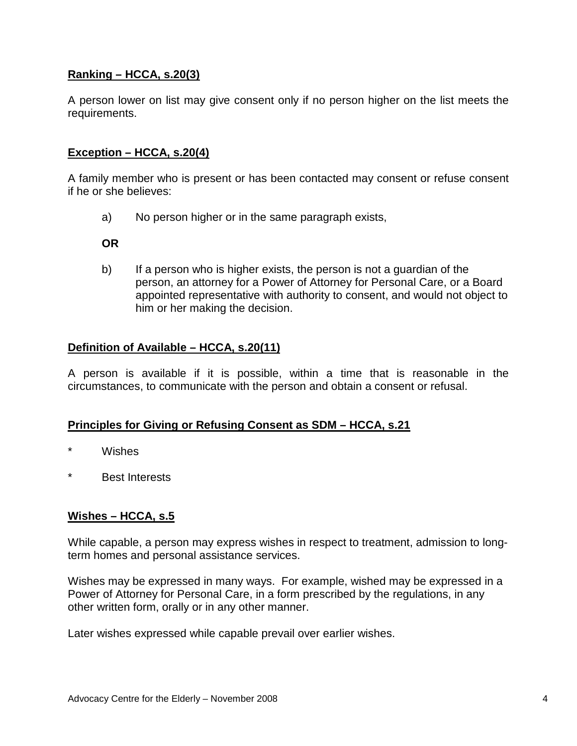**Ranking – HCCA, s.20(3)**

A person lower on list may give consent only if no person higher on the list meets the requirements.

**Exception – HCCA, s.20(4)**

A family member who is present or has been contacted may consent or refuse consent if he or she believes:

a) No person higher or in the same paragraph exists,

**OR**

b) If a person who is higher exists, the person is not a guardian of the person, an attorney for a Power of Attorney for Personal Care, or a Board appointed representative with authority to consent, and would not object to him or her making the decision.

**Definition of Available – HCCA, s.20(11)**

A person is available if it is possible, within a time that is reasonable in the circumstances, to communicate with the person and obtain a consent or refusal.

**Principles for Giving or Refusing Consent as SDM – HCCA, s.21**

* Wishes
* Best Interests

**Wishes – HCCA, s.5**

While capable, a person may express wishes in respect to treatment, admission to long-term homes and personal assistance services.

Wishes may be expressed in many ways. For example, wished may be expressed in a Power of Attorney for Personal Care, in a form prescribed by the regulations, in any other written form, orally or in any other manner.

Later wishes expressed while capable prevail over earlier wishes.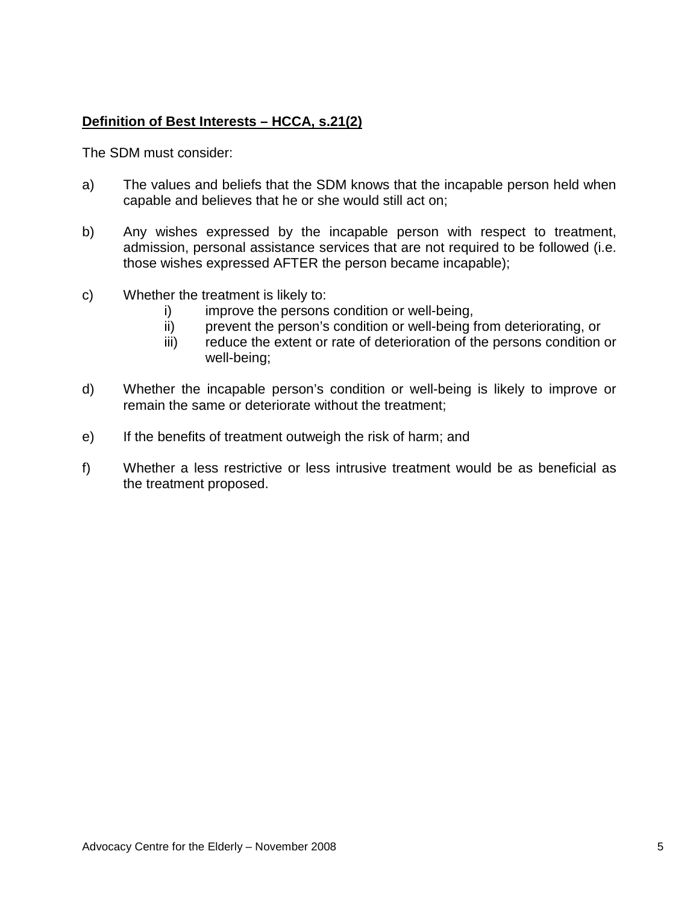**Definition of Best Interests – HCCA, s.21(2)**

The SDM must consider:

a) The values and beliefs that the SDM knows that the incapable person held when capable and believes that he or she would still act on;

b) Any wishes expressed by the incapable person with respect to treatment, admission, personal assistance services that are not required to be followed (i.e. those wishes expressed AFTER the person became incapable);

c) Whether the treatment is likely to:
   i) improve the persons condition or well-being,
   ii) prevent the person's condition or well-being from deteriorating, or
   iii) reduce the extent or rate of deterioration of the persons condition or well-being;

d) Whether the incapable person's condition or well-being is likely to improve or remain the same or deteriorate without the treatment;

e) If the benefits of treatment outweigh the risk of harm; and

f) Whether a less restrictive or less intrusive treatment would be as beneficial as the treatment proposed.